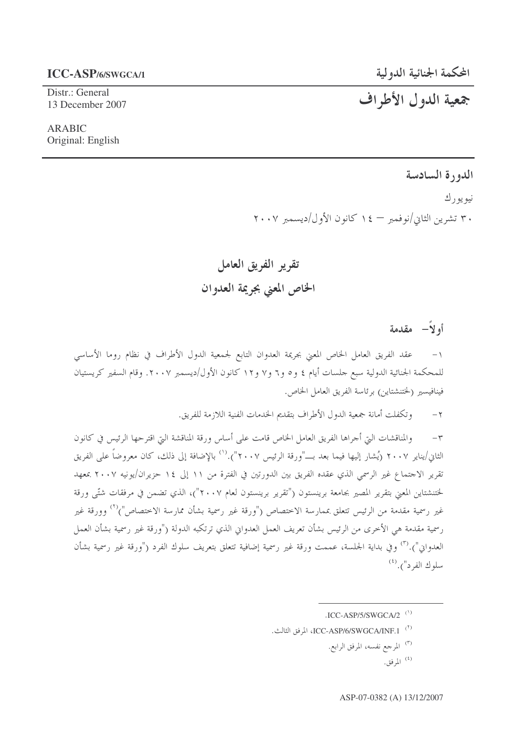ICC-ASP/6/SWGCA/1

Distr.: General
13 December 2007

ARABIC
Original: English

المحكمة الجنائية الدولية

# جمعية الدول الأطراف

## الدورة السادسة

نيويورك

٣٠ تشرين الثاني/نوفمبر – ١٤ كانون الأول/ديسمبر ٢٠٠٧

# تقرير الفريق العامل الخاص المعني بجريمة العدوان

## أولاً– مقدمة

١– عقد الفريق العامل الخاص المعني بجريمة العدوان التابع لجمعية الدول الأطراف في نظام روما الأساسي للمحكمة الجنائية الدولية سبع جلسات أيام ٤ و٥ و٦ و٧ و١٢ كانون الأول/ديسمبر ٢٠٠٧. وقام السفير كريستيان فينافيسير (لختنشتاين) برئاسة الفريق العامل الخاص.

٢– وتكفلت أمانة جمعية الدول الأطراف بتقديم الخدمات الفنية اللازمة للفريق.

٣– والمناقشات التي أجراها الفريق العامل الخاص قامت على أساس ورقة المناقشة التي اقترحها الرئيس في كانون الثاني/يناير ٢٠٠٧ (يُشار إليها فيما بعد بـ"ورقة الرئيس ٢٠٠٧").[(١)] بالإضافة إلى ذلك، كان معروضاً على الفريق تقرير الاجتماع غير الرسمي الذي عقده الفريق بين الدورتين في الفترة من ١١ إلى ١٤ حزيران/يونيه ٢٠٠٧ بمعهد لختنشتاين المعني بتقرير المصير بجامعة برينستون ("تقرير برينستون لعام ٢٠٠٧")، الذي تضمن في مرفقات شتّى ورقة غير رسمية مقدمة من الرئيس تتعلق بممارسة الاختصاص ("ورقة غير رسمية بشأن ممارسة الاختصاص")[(٢)] وورقة غير رسمية مقدمة هي الأخرى من الرئيس بشأن تعريف العمل العدواني الذي ترتكبه الدولة ("ورقة غير رسمية بشأن العمل العدواني").[(٣)] وفي بداية الجلسة، عممت ورقة غير رسمية إضافية تتعلق بتعريف سلوك الفرد ("ورقة غير رسمية بشأن سلوك الفرد").[(٤)]

---

(١) ICC-ASP/5/SWGCA/2.

(٢) ICC-ASP/6/SWGCA/INF.1، المرفق الثالث.

(٣) المرجع نفسه، المرفق الرابع.

(٤) المرفق.

ASP-07-0382 (A) 13/12/2007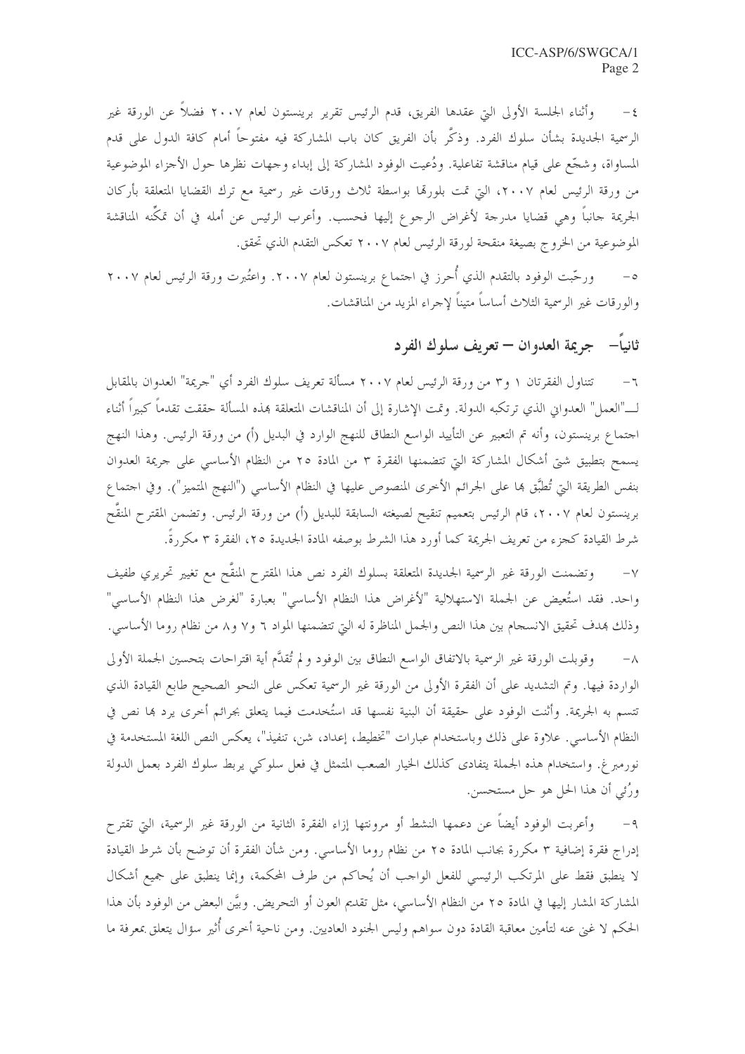٤- وأثناء الجلسة الأولى التي عقدها الفريق، قدم الرئيس تقرير برينستون لعام ٢٠٠٧ فضلاً عن الورقة غير الرسمية الجديدة بشأن سلوك الفرد. وذكّر بأن الفريق كان باب المشاركة فيه مفتوحاً أمام كافة الدول على قدم المساواة، وشجّع على قيام مناقشة تفاعلية. ودُعيت الوفود المشاركة إلى إبداء وجهات نظرها حول الأجزاء الموضوعية من ورقة الرئيس لعام ٢٠٠٧، التي تمت بلورتها بواسطة ثلاث ورقات غير رسمية مع ترك القضايا المتعلقة بأركان الجريمة جانباً وهي قضايا مدرجة لأغراض الرجوع إليها فحسب. وأعرب الرئيس عن أمله في أن تمكّنه المناقشة الموضوعية من الخروج بصيغة منقحة لورقة الرئيس لعام ٢٠٠٧ تعكس التقدم الذي تحقق.

٥- ورحّبت الوفود بالتقدم الذي أُحرز في اجتماع برينستون لعام ٢٠٠٧. واعتُبرت ورقة الرئيس لعام ٢٠٠٧ والورقات غير الرسمية الثلاث أساساً متيناً لإجراء المزيد من المناقشات.

## ثانياً- جريمة العدوان – تعريف سلوك الفرد

٦- تتناول الفقرتان ١ و٣ من ورقة الرئيس لعام ٢٠٠٧ مسألة تعريف سلوك الفرد أي "جريمة" العدوان بالمقابل لـ"العمل" العدواني الذي ترتكبه الدولة. وتمت الإشارة إلى أن المناقشات المتعلقة بهذه المسألة حققت تقدماً كبيراً أثناء اجتماع برينستون، وأنه تم التعبير عن التأييد الواسع النطاق للنهج الوارد في البديل (أ) من ورقة الرئيس. وهذا النهج يسمح بتطبيق شتى أشكال المشاركة التي تتضمنها الفقرة ٣ من المادة ٢٥ من النظام الأساسي على جريمة العدوان بنفس الطريقة التي تُطبَّق بها على الجرائم الأخرى المنصوص عليها في النظام الأساسي ("النهج المتميز"). وفي اجتماع برينستون لعام ٢٠٠٧، قام الرئيس بتعميم تنقيح لصيغته السابقة للبديل (أ) من ورقة الرئيس. وتضمن المقترح المنقّح شرط القيادة كجزء من تعريف الجريمة كما أورد هذا الشرط بوصفه المادة الجديدة ٢٥، الفقرة ٣ مكررةً.

٧- وتضمنت الورقة غير الرسمية الجديدة المتعلقة بسلوك الفرد نص هذا المقترح المنقّح مع تغيير تحريري طفيف واحد. فقد استُعيض عن الجملة الاستهلالية "لأغراض هذا النظام الأساسي" بعبارة "لغرض هذا النظام الأساسي" وذلك بهدف تحقيق الانسجام بين هذا النص والجمل المناظرة له التي تتضمنها المواد ٦ و٧ و٨ من نظام روما الأساسي.

٨- وقوبلت الورقة غير الرسمية بالاتفاق الواسع النطاق بين الوفود ولم تُقدَّم أية اقتراحات بتحسين الجملة الأولى الواردة فيها. وتم التشديد على أن الفقرة الأولى من الورقة غير الرسمية تعكس على النحو الصحيح طابع القيادة الذي تتسم به الجريمة. وأثنت الوفود على حقيقة أن البنية نفسها قد استُخدمت فيما يتعلق بجرائم أخرى يرد بها نص في النظام الأساسي. علاوة على ذلك وباستخدام عبارات "تخطيط، إعداد، شن، تنفيذ"، يعكس النص اللغة المستخدمة في نورمبرغ. واستخدام هذه الجملة يتفادى كذلك الخيار الصعب المتمثل في فعل سلوكي يربط سلوك الفرد بعمل الدولة ورُئي أن هذا الحل هو حل مستحسن.

٩- وأعربت الوفود أيضاً عن دعمها النشط أو مرونتها إزاء الفقرة الثانية من الورقة غير الرسمية، التي تقترح إدراج فقرة إضافية ٣ مكررة بجانب المادة ٢٥ من نظام روما الأساسي. ومن شأن الفقرة أن توضح بأن شرط القيادة لا ينطبق فقط على المرتكب الرئيسي للفعل الواجب أن يُحاكم من طرف المحكمة، وإنما ينطبق على جميع أشكال المشاركة المشار إليها في المادة ٢٥ من النظام الأساسي، مثل تقديم العون أو التحريض. وبيَّن البعض من الوفود بأن هذا الحكم لا غنى عنه لتأمين معاقبة القادة دون سواهم وليس الجنود العاديين. ومن ناحية أخرى أُثير سؤال يتعلق بمعرفة ما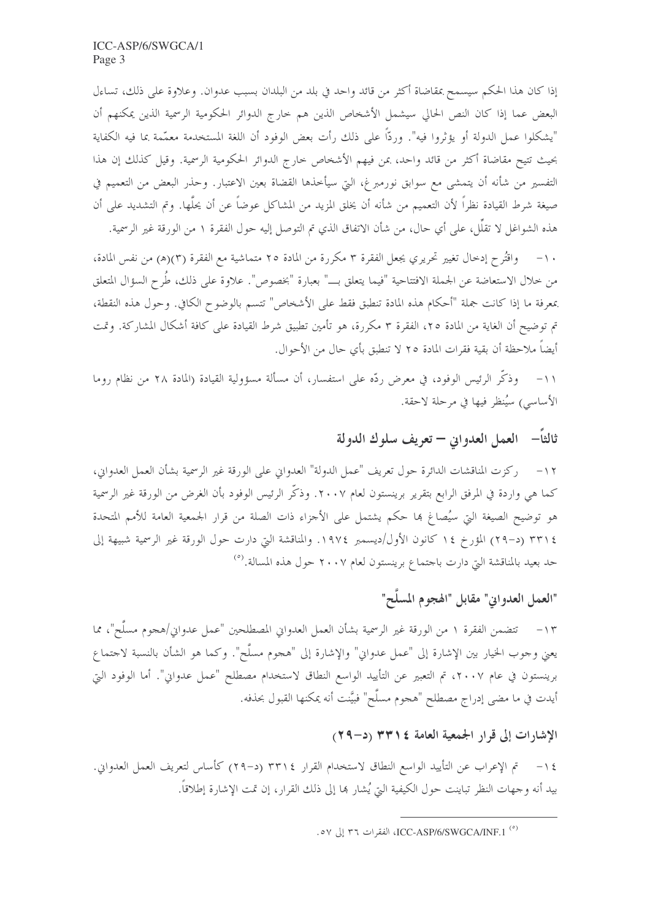إذا كان هذا الحكم سيسمح بمقاضاة أكثر من قائد واحد في بلد من البلدان بسبب عدوان. وعلاوة على ذلك، تساءل البعض عما إذا كان النص الحالي سيشمل الأشخاص الذين هم خارج الدوائر الحكومية الرسمية الذين يمكنهم أن "يشكلوا عمل الدولة أو يؤثروا فيه". وردّاً على ذلك رأت بعض الوفود أن اللغة المستخدمة معمّمة بما فيه الكفاية بحيث تتيح مقاضاة أكثر من قائد واحد، بمن فيهم الأشخاص خارج الدوائر الحكومية الرسمية. وقيل كذلك إن هذا التفسير من شأنه أن يتمشى مع سوابق نورمبرغ، التي سيأخذها القضاة بعين الاعتبار. وحذر البعض من التعميم في صيغة شرط القيادة نظراً لأن التعميم من شأنه أن يخلق المزيد من المشاكل عوضاً عن أن يحلّها. وتم التشديد على أن هذه الشواغل لا تقلّل، على أي حال، من شأن الاتفاق الذي تم التوصل إليه حول الفقرة ١ من الورقة غير الرسمية.

١٠- واقتُرح إدخال تغيير تحريري يجعل الفقرة ٣ مكررة من المادة ٢٥ متماشية مع الفقرة (٣)(هـ) من نفس المادة، من خلال الاستعاضة عن الجملة الافتتاحية "فيما يتعلق بـــ" بعبارة "بخصوص". علاوة على ذلك، طُرح السؤال المتعلق بمعرفة ما إذا كانت جملة "أحكام هذه المادة تنطبق فقط على الأشخاص" تتسم بالوضوح الكافي. وحول هذه النقطة، تم توضيح أن الغاية من المادة ٢٥، الفقرة ٣ مكررة، هو تأمين تطبيق شرط القيادة على كافة أشكال المشاركة. وتمت أيضاً ملاحظة أن بقية فقرات المادة ٢٥ لا تنطبق بأي حال من الأحوال.

١١- وذكّر الرئيس الوفود، في معرض ردّه على استفسار، أن مسألة مسؤولية القيادة (المادة ٢٨ من نظام روما الأساسي) سيُنظر فيها في مرحلة لاحقة.

## ثالثاً- العمل العدواني – تعريف سلوك الدولة

١٢- ركزت المناقشات الدائرة حول تعريف "عمل الدولة" العدواني على الورقة غير الرسمية بشأن العمل العدواني، كما هي واردة في المرفق الرابع بتقرير برينستون لعام ٢٠٠٧. وذكّر الرئيس الوفود بأن الغرض من الورقة غير الرسمية هو توضيح الصيغة التي سيُصاغ بها حكم يشتمل على الأجزاء ذات الصلة من قرار الجمعية العامة للأمم المتحدة ٣٣١٤ (د-٢٩) المؤرخ ١٤ كانون الأول/ديسمبر ١٩٧٤. والمناقشة التي دارت حول الورقة غير الرسمية شبيهة إلى حد بعيد بالمناقشة التي دارت باجتماع برينستون لعام ٢٠٠٧ حول هذه المسألة.[٥]

### "العمل العدواني" مقابل "الهجوم المسلَّح"

١٣- تتضمن الفقرة ١ من الورقة غير الرسمية بشأن العمل العدواني المصطلحين "عمل عدواني/هجوم مسلّح"، مما يعني وجوب الخيار بين الإشارة إلى "عمل عدواني" والإشارة إلى "هجوم مسلّح". وكما هو الشأن بالنسبة لاجتماع برينستون في عام ٢٠٠٧، تم التعبير عن التأييد الواسع النطاق لاستخدام مصطلح "عمل عدواني". أما الوفود التي أيدت في ما مضى إدراج مصطلح "هجوم مسلّح" فبيَّنت أنه يمكنها القبول بحذفه.

### الإشارات إلى قرار الجمعية العامة ٣٣١٤ (د-٢٩)

١٤- تم الإعراب عن التأييد الواسع النطاق لاستخدام القرار ٣٣١٤ (د-٢٩) كأساس لتعريف العمل العدواني. بيد أنه وجهات النظر تباينت حول الكيفية التي يُشار بها إلى ذلك القرار، إن تمت الإشارة إطلاقاً.

---

(٥) ICC-ASP/6/SWGCA/INF.1، الفقرات ٣٦ إلى ٥٧.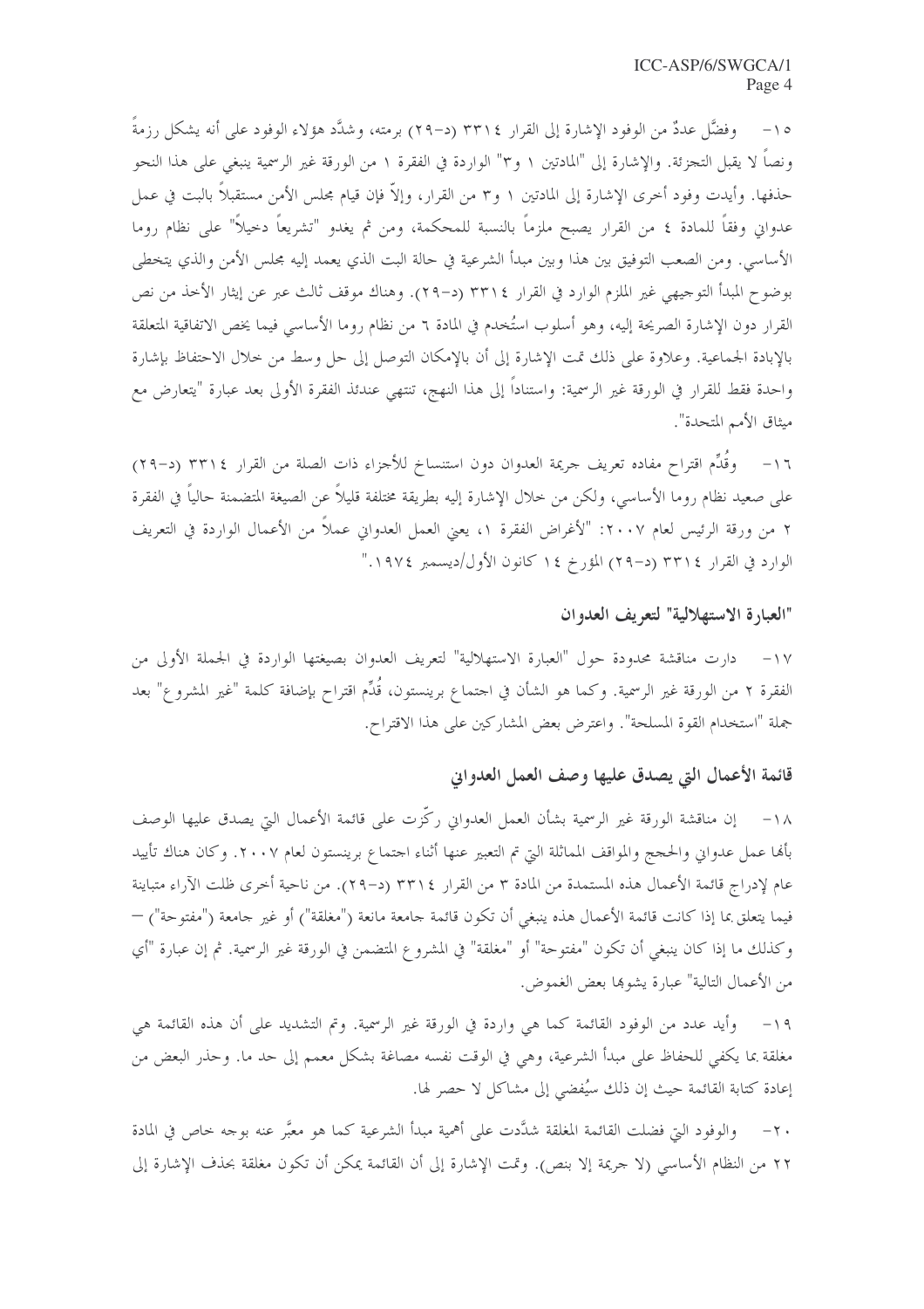١٥- وفضَّل عددٌ من الوفود الإشارة إلى القرار ٣٣١٤ (د-٢٩) برمته، وشدَّد هؤلاء الوفود على أنه يشكل رزمةً ونصاً لا يقبل التجزئة. والإشارة إلى "المادتين ١ و٣" الواردة في الفقرة ١ من الورقة غير الرسمية ينبغي على هذا النحو حذفها. وأيدت وفود أخرى الإشارة إلى المادتين ١ و٣ من القرار، وإلاّ فإن قيام مجلس الأمن مستقبلاً بالبت في عمل عدواني وفقاً للمادة ٤ من القرار يصبح ملزماً بالنسبة للمحكمة، ومن ثم يغدو "تشريعاً دخيلاً" على نظام روما الأساسي. ومن الصعب التوفيق بين هذا وبين مبدأ الشرعية في حالة البت الذي يعمد إليه مجلس الأمن والذي يتخطى بوضوح المبدأ التوجيهي غير الملزم الوارد في القرار ٣٣١٤ (د-٢٩). وهناك موقف ثالث عبر عن إيثار الأخذ من نص القرار دون الإشارة الصريحة إليه، وهو أسلوب استُخدم في المادة ٦ من نظام روما الأساسي فيما يخص الاتفاقية المتعلقة بالإبادة الجماعية. وعلاوة على ذلك تمت الإشارة إلى أن بالإمكان التوصل إلى حل وسط من خلال الاحتفاظ بإشارة واحدة فقط للقرار في الورقة غير الرسمية: واستناداً إلى هذا النهج، تنتهي عندئذ الفقرة الأولى بعد عبارة "يتعارض مع ميثاق الأمم المتحدة".

١٦- وقُدِّم اقتراح مفاده تعريف جريمة العدوان دون استنساخ للأجزاء ذات الصلة من القرار ٣٣١٤ (د-٢٩) على صعيد نظام روما الأساسي، ولكن من خلال الإشارة إليه بطريقة مختلفة قليلاً عن الصيغة المتضمنة حالياً في الفقرة ٢ من ورقة الرئيس لعام ٢٠٠٧: "لأغراض الفقرة ١، يعني العمل العدواني عملاً من الأعمال الواردة في التعريف الوارد في القرار ٣٣١٤ (د-٢٩) المؤرخ ١٤ كانون الأول/ديسمبر ١٩٧٤."

### "العبارة الاستهلالية" لتعريف العدوان

١٧- دارت مناقشة محدودة حول "العبارة الاستهلالية" لتعريف العدوان بصيغتها الواردة في الجملة الأولى من الفقرة ٢ من الورقة غير الرسمية. وكما هو الشأن في اجتماع برينستون، قُدِّم اقتراح بإضافة كلمة "غير المشروع" بعد جملة "استخدام القوة المسلحة". واعترض بعض المشاركين على هذا الاقتراح.

### قائمة الأعمال التي يصدق عليها وصف العمل العدواني

١٨- إن مناقشة الورقة غير الرسمية بشأن العمل العدواني ركّزت على قائمة الأعمال التي يصدق عليها الوصف بأنها عمل عدواني والحجج والمواقف المماثلة التي تم التعبير عنها أثناء اجتماع برينستون لعام ٢٠٠٧. وكان هناك تأييد عام لإدراج قائمة الأعمال هذه المستمدة من المادة ٣ من القرار ٣٣١٤ (د-٢٩). من ناحية أخرى ظلت الآراء متباينة فيما يتعلق بما إذا كانت قائمة الأعمال هذه ينبغي أن تكون قائمة جامعة مانعة ("مغلقة") أو غير جامعة ("مفتوحة") — وكذلك ما إذا كان ينبغي أن تكون "مفتوحة" أو "مغلقة" في المشروع المتضمن في الورقة غير الرسمية. ثم إن عبارة "أي من الأعمال التالية" عبارة يشوبها بعض الغموض.

١٩- وأيد عدد من الوفود القائمة كما هي واردة في الورقة غير الرسمية. وتم التشديد على أن هذه القائمة هي مغلقة بما يكفي للحفاظ على مبدأ الشرعية، وهي في الوقت نفسه مصاغة بشكل معمم إلى حد ما. وحذر البعض من إعادة كتابة القائمة حيث إن ذلك سيُفضي إلى مشاكل لا حصر لها.

٢٠- والوفود التي فضلت القائمة المغلقة شدَّدت على أهمية مبدأ الشرعية كما هو معبَّر عنه بوجه خاص في المادة ٢٢ من النظام الأساسي (لا جريمة إلا بنص). وتمت الإشارة إلى أن القائمة يمكن أن تكون مغلقة بحذف الإشارة إلى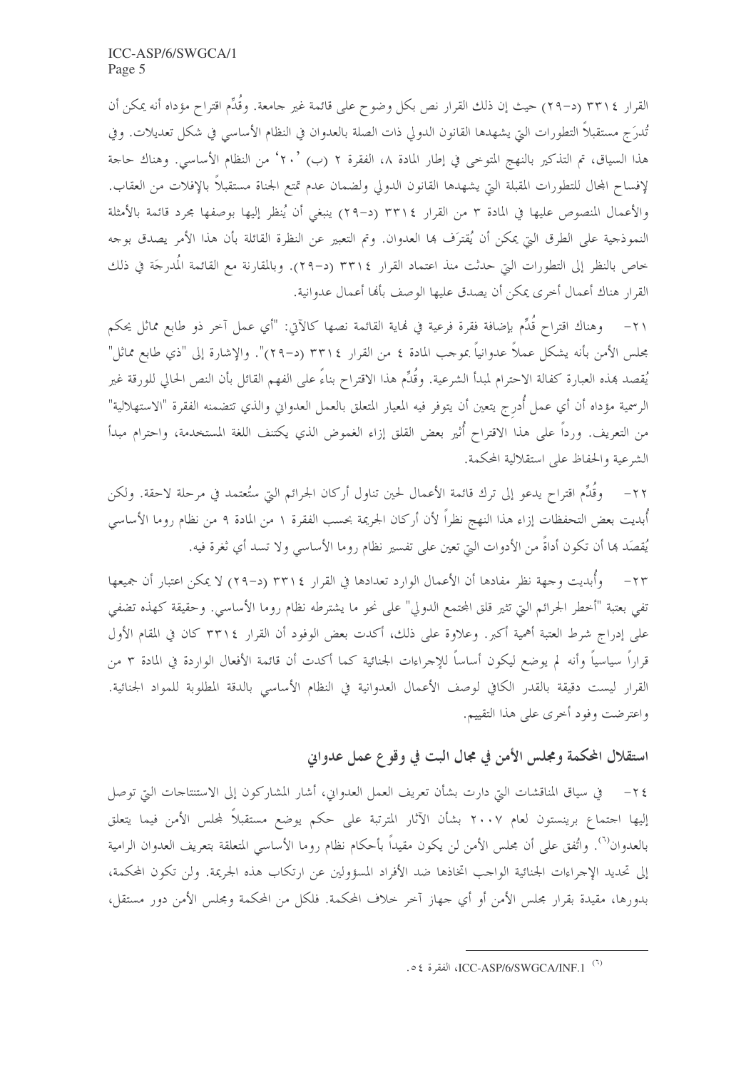القرار ٣٣١٤ (د-٢٩) حيث إن ذلك القرار نص بكل وضوح على قائمة غير جامعة. وقُدِّم اقتراح مؤداه أنه يمكن أن تُدرَج مستقبلاً التطورات التي يشهدها القانون الدولي ذات الصلة بالعدوان في النظام الأساسي في شكل تعديلات. وفي هذا السياق، تم التذكير بالنهج المتوخى في إطار المادة ٨، الفقرة ٢ (ب) '٢٠' من النظام الأساسي. وهناك حاجة لإفساح المجال للتطورات المقبلة التي يشهدها القانون الدولي ولضمان عدم تمتع الجناة مستقبلاً بالإفلات من العقاب. والأعمال المنصوص عليها في المادة ٣ من القرار ٣٣١٤ (د-٢٩) ينبغي أن يُنظر إليها بوصفها مجرد قائمة بالأمثلة النموذجية على الطرق التي يمكن أن يُقترَف بها العدوان. وتم التعبير عن النظرة القائلة بأن هذا الأمر يصدق بوجه خاص بالنظر إلى التطورات التي حدثت منذ اعتماد القرار ٣٣١٤ (د-٢٩). وبالمقارنة مع القائمة المُدرجَة في ذلك القرار هناك أعمال أخرى يمكن أن يصدق عليها الوصف بأنها أعمال عدوانية.

٢١- وهناك اقتراح قُدِّم بإضافة فقرة فرعية في نهاية القائمة نصها كالآتي: "أي عمل آخر ذو طابع مماثل يحكم مجلس الأمن بأنه يشكل عملاً عدوانياً بموجب المادة ٤ من القرار ٣٣١٤ (د-٢٩)". والإشارة إلى "ذي طابع مماثل" يُقصد بهذه العبارة كفالة الاحترام لمبدأ الشرعية. وقُدِّم هذا الاقتراح بناءً على الفهم القائل بأن النص الحالي للورقة غير الرسمية مؤداه أن أي عمل أُدرِج يتعين أن يتوفر فيه المعيار المتعلق بالعمل العدواني والذي تتضمنه الفقرة "الاستهلالية" من التعريف. ورداً على هذا الاقتراح أُثير بعض القلق إزاء الغموض الذي يكتنف اللغة المستخدمة، واحترام مبدأ الشرعية والحفاظ على استقلالية المحكمة.

٢٢- وقُدِّم اقتراح يدعو إلى ترك قائمة الأعمال لحين تناول أركان الجرائم التي ستُعتمد في مرحلة لاحقة. ولكن أُبديت بعض التحفظات إزاء هذا النهج نظراً لأن أركان الجريمة بحسب الفقرة ١ من المادة ٩ من نظام روما الأساسي يُقصَد بها أن تكون أداةً من الأدوات التي تعين على تفسير نظام روما الأساسي ولا تسد أي ثغرة فيه.

٢٣- وأُبديت وجهة نظر مفادها أن الأعمال الوارد تعدادها في القرار ٣٣١٤ (د-٢٩) لا يمكن اعتبار أن جميعها تفي بعتبة "أخطر الجرائم التي تثير قلق المجتمع الدولي" على نحو ما يشترطه نظام روما الأساسي. وحقيقة كهذه تضفي على إدراج شرط العتبة أهمية أكبر. وعلاوة على ذلك، أكدت بعض الوفود أن القرار ٣٣١٤ كان في المقام الأول قراراً سياسياً وأنه لم يوضع ليكون أساساً للإجراءات الجنائية كما أكدت أن قائمة الأفعال الواردة في المادة ٣ من القرار ليست دقيقة بالقدر الكافي لوصف الأعمال العدوانية في النظام الأساسي بالدقة المطلوبة للمواد الجنائية. واعترضت وفود أخرى على هذا التقييم.

## استقلال المحكمة ومجلس الأمن في مجال البت في وقوع عمل عدواني

٢٤- في سياق المناقشات التي دارت بشأن تعريف العمل العدواني، أشار المشاركون إلى الاستنتاجات التي توصل إليها اجتماع برينستون لعام ٢٠٠٧ بشأن الآثار المترتبة على حكم يوضع مستقبلاً لمجلس الأمن فيما يتعلق بالعدوان[٦]. واتُفق على أن مجلس الأمن لن يكون مقيداً بأحكام نظام روما الأساسي المتعلقة بتعريف العدوان الرامية إلى تحديد الإجراءات الجنائية الواجب اتخاذها ضد الأفراد المسؤولين عن ارتكاب هذه الجريمة. ولن تكون المحكمة، بدورها، مقيدة بقرار مجلس الأمن أو أي جهاز آخر خلاف المحكمة. فلكل من المحكمة ومجلس الأمن دور مستقل،

---

[٦] ICC-ASP/6/SWGCA/INF.1، الفقرة ٥٤.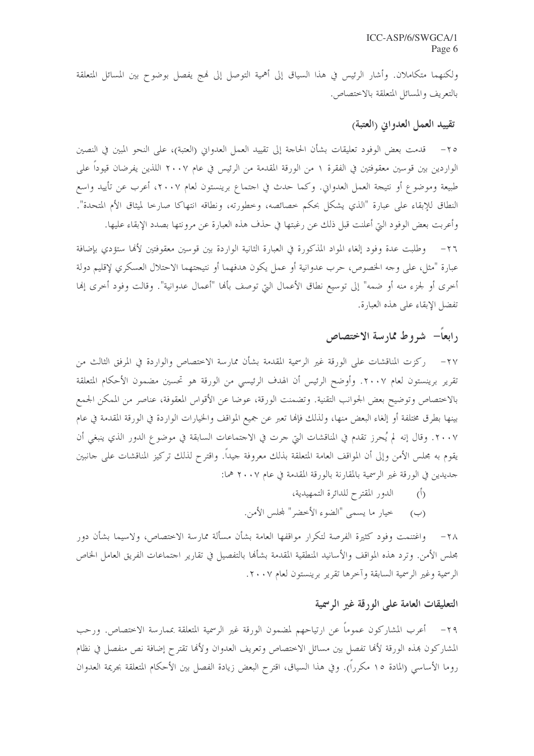ولكنهما متكاملان. وأشار الرئيس في هذا السياق إلى أهمية التوصل إلى نهج يفصل بوضوح بين المسائل المتعلقة بالتعريف والمسائل المتعلقة بالاختصاص.

### تقييد العمل العدواني (العتبة)

٢٥- قدمت بعض الوفود تعليقات بشأن الحاجة إلى تقييد العمل العدواني (العتبة)، على النحو المبين في النصين الواردين بين قوسين معقوفين في الفقرة ١ من الورقة المقدمة من الرئيس في عام ٢٠٠٧ اللذين يفرضان قيوداً على طبيعة وموضوع أو نتيجة العمل العدواني. وكما حدث في اجتماع برينستون لعام ٢٠٠٧، أعرب عن تأييد واسع النطاق للإبقاء على عبارة "الذي يشكل بحكم خصائصه، وخطورته، ونطاقه انتهاكا صارخا لميثاق الأمم المتحدة". وأعربت بعض الوفود التي أعلنت قبل ذلك عن رغبتها في حذف هذه العبارة عن مرونتها بصدد الإبقاء عليها.

٢٦- وطلبت عدة وفود إلغاء المواد المذكورة في العبارة الثانية الواردة بين قوسين معقوفين لأنها ستؤدي بإضافة عبارة "مثل، على وجه الخصوص، حرب عدوانية أو عمل يكون هدفهما أو نتيجتهما الاحتلال العسكري لإقليم دولة أخرى أو لجزء منه أو ضمه" إلى توسيع نطاق الأعمال التي توصف بأنها "أعمال عدوانية". وقالت وفود أخرى إنها تفضل الإبقاء على هذه العبارة.

## رابعاً- شروط ممارسة الاختصاص

٢٧- ركزت المناقشات على الورقة غير الرسمية المقدمة بشأن ممارسة الاختصاص والواردة في المرفق الثالث من تقرير برينستون لعام ٢٠٠٧. وأوضح الرئيس أن الهدف الرئيسي من الورقة هو تحسين مضمون الأحكام المتعلقة بالاختصاص وتوضيح بعض الجوانب التقنية. وتضمنت الورقة، عوضا عن الأقواس المعقوفة، عناصر من الممكن الجمع بينها بطرق مختلفة أو إلغاء البعض منها، ولذلك فإنها تعبر عن جميع المواقف والخيارات الواردة في الورقة المقدمة في عام ٢٠٠٧. وقال إنه لم يُحرز تقدم في المناقشات التي جرت في الاجتماعات السابقة في موضوع الدور الذي ينبغي أن يقوم به مجلس الأمن وإلى أن المواقف العامة المتعلقة بذلك معروفة جيداً. واقترح لذلك تركيز المناقشات على جانبين جديدين في الورقة غير الرسمية بالمقارنة بالورقة المقدمة في عام ٢٠٠٧ هما:

(أ) الدور المقترح للدائرة التمهيدية،

(ب) خيار ما يسمى "الضوء الأخضر" لمجلس الأمن.

٢٨- واغتنمت وفود كثيرة الفرصة لتكرار مواقفها العامة بشأن مسألة ممارسة الاختصاص، ولاسيما بشأن دور مجلس الأمن. وترد هذه المواقف والأسانيد المنطقية المقدمة بشأنها بالتفصيل في تقارير اجتماعات الفريق العامل الخاص الرسمية وغير الرسمية السابقة وآخرها تقرير برينستون لعام ٢٠٠٧.

### التعليقات العامة على الورقة غير الرسمية

٢٩- أعرب المشاركون عموماً عن ارتياحهم لمضمون الورقة غير الرسمية المتعلقة بممارسة الاختصاص. ورحب المشاركون بهذه الورقة لأنها تفصل بين مسائل الاختصاص وتعريف العدوان ولأنها تقترح إضافة نص منفصل في نظام روما الأساسي (المادة ١٥ مكرراً). وفي هذا السياق، اقترح البعض زيادة الفصل بين الأحكام المتعلقة بجريمة العدوان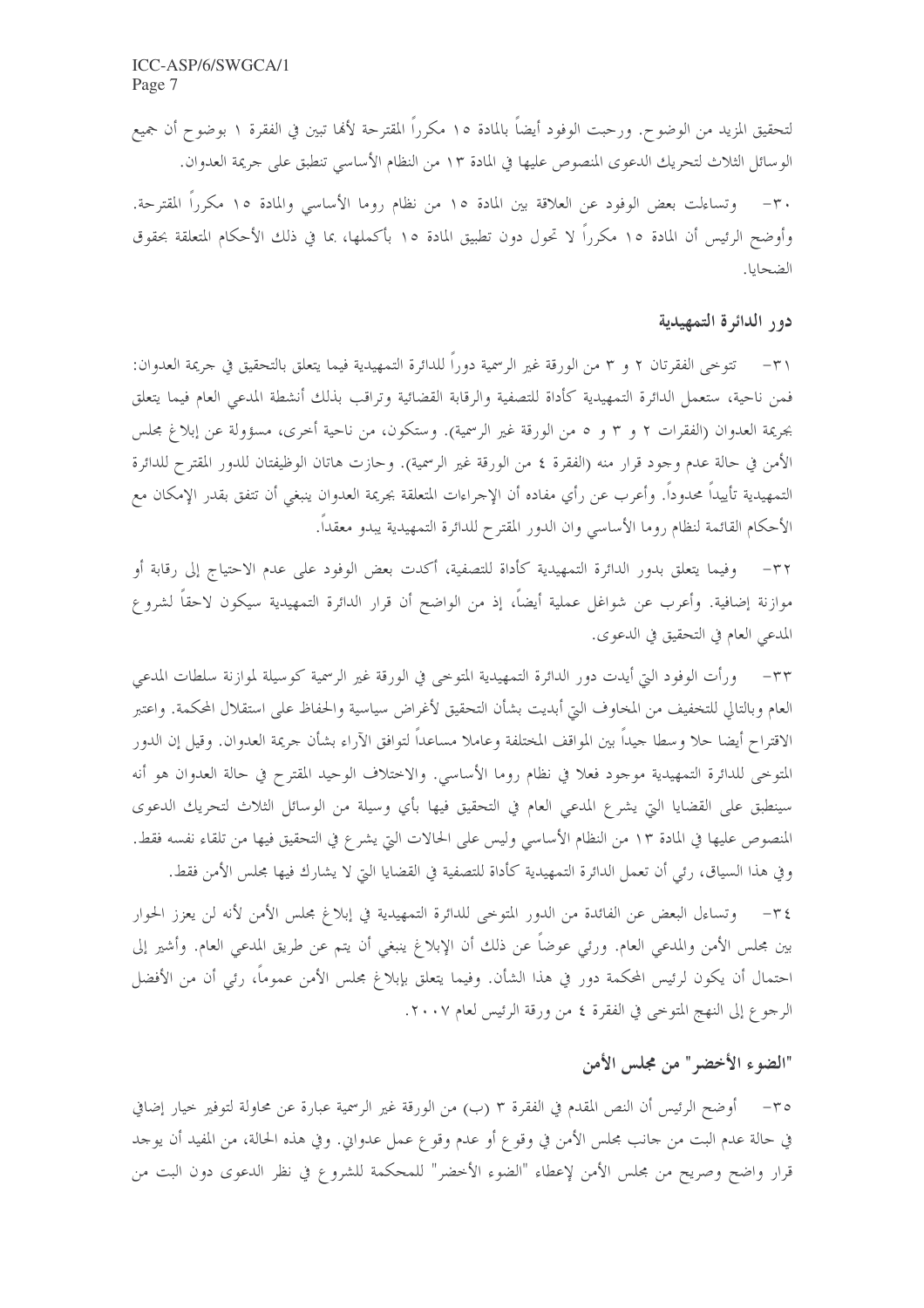لتحقيق المزيد من الوضوح. ورحبت الوفود أيضاً بالمادة ١٥ مكرراً المقترحة لأنها تبين في الفقرة ١ بوضوح أن جميع الوسائل الثلاث لتحريك الدعوى المنصوص عليها في المادة ١٣ من النظام الأساسي تنطبق على جريمة العدوان.

٣٠- وتساءلت بعض الوفود عن العلاقة بين المادة ١٥ من نظام روما الأساسي والمادة ١٥ مكرراً المقترحة. وأوضح الرئيس أن المادة ١٥ مكرراً لا تحول دون تطبيق المادة ١٥ بأكملها، بما في ذلك الأحكام المتعلقة بحقوق الضحايا.

## دور الدائرة التمهيدية

٣١- تتوخى الفقرتان ٢ و ٣ من الورقة غير الرسمية دوراً للدائرة التمهيدية فيما يتعلق بالتحقيق في جريمة العدوان: فمن ناحية، ستعمل الدائرة التمهيدية كأداة للتصفية والرقابة القضائية وتراقب بذلك أنشطة المدعي العام فيما يتعلق بجريمة العدوان (الفقرات ٢ و ٣ و ٥ من الورقة غير الرسمية). وستكون، من ناحية أخرى، مسؤولة عن إبلاغ مجلس الأمن في حالة عدم وجود قرار منه (الفقرة ٤ من الورقة غير الرسمية). وحازت هاتان الوظيفتان للدور المقترح للدائرة التمهيدية تأييداً محدوداً. وأعرب عن رأي مفاده أن الإجراءات المتعلقة بجريمة العدوان ينبغي أن تتفق بقدر الإمكان مع الأحكام القائمة لنظام روما الأساسي وان الدور المقترح للدائرة التمهيدية يبدو معقداً.

٣٢- وفيما يتعلق بدور الدائرة التمهيدية كأداة للتصفية، أكدت بعض الوفود على عدم الاحتياج إلى رقابة أو موازنة إضافية. وأعرب عن شواغل عملية أيضاً، إذ من الواضح أن قرار الدائرة التمهيدية سيكون لاحقاً لشروع المدعي العام في التحقيق في الدعوى.

٣٣- ورأت الوفود التي أيدت دور الدائرة التمهيدية المتوخى في الورقة غير الرسمية كوسيلة لموازنة سلطات المدعي العام وبالتالي للتخفيف من المخاوف التي أبديت بشأن التحقيق لأغراض سياسية والحفاظ على استقلال المحكمة. واعتبر الاقتراح أيضا حلا وسطا جيداً بين المواقف المختلفة وعاملا مساعداً لتوافق الآراء بشأن جريمة العدوان. وقيل إن الدور المتوخى للدائرة التمهيدية موجود فعلا في نظام روما الأساسي. والاختلاف الوحيد المقترح في حالة العدوان هو أنه سينطبق على القضايا التي يشرع المدعي العام في التحقيق فيها بأي وسيلة من الوسائل الثلاث لتحريك الدعوى المنصوص عليها في المادة ١٣ من النظام الأساسي وليس على الحالات التي يشرع في التحقيق فيها من تلقاء نفسه فقط. وفي هذا السياق، رئي أن تعمل الدائرة التمهيدية كأداة للتصفية في القضايا التي لا يشارك فيها مجلس الأمن فقط.

٣٤- وتساءل البعض عن الفائدة من الدور المتوخى للدائرة التمهيدية في إبلاغ مجلس الأمن لأنه لن يعزز الحوار بين مجلس الأمن والمدعي العام. ورئي عوضاً عن ذلك أن الإبلاغ ينبغي أن يتم عن طريق المدعي العام. وأشير إلى احتمال أن يكون لرئيس المحكمة دور في هذا الشأن. وفيما يتعلق بإبلاغ مجلس الأمن عموماً، رئي أن من الأفضل الرجوع إلى النهج المتوخى في الفقرة ٤ من ورقة الرئيس لعام ٢٠٠٧.

## "الضوء الأخضر" من مجلس الأمن

٣٥- أوضح الرئيس أن النص المقدم في الفقرة ٣ (ب) من الورقة غير الرسمية عبارة عن محاولة لتوفير خيار إضافي في حالة عدم البت من جانب مجلس الأمن في وقوع أو عدم وقوع عمل عدواني. وفي هذه الحالة، من المفيد أن يوجد قرار واضح وصريح من مجلس الأمن لإعطاء "الضوء الأخضر" للمحكمة للشروع في نظر الدعوى دون البت من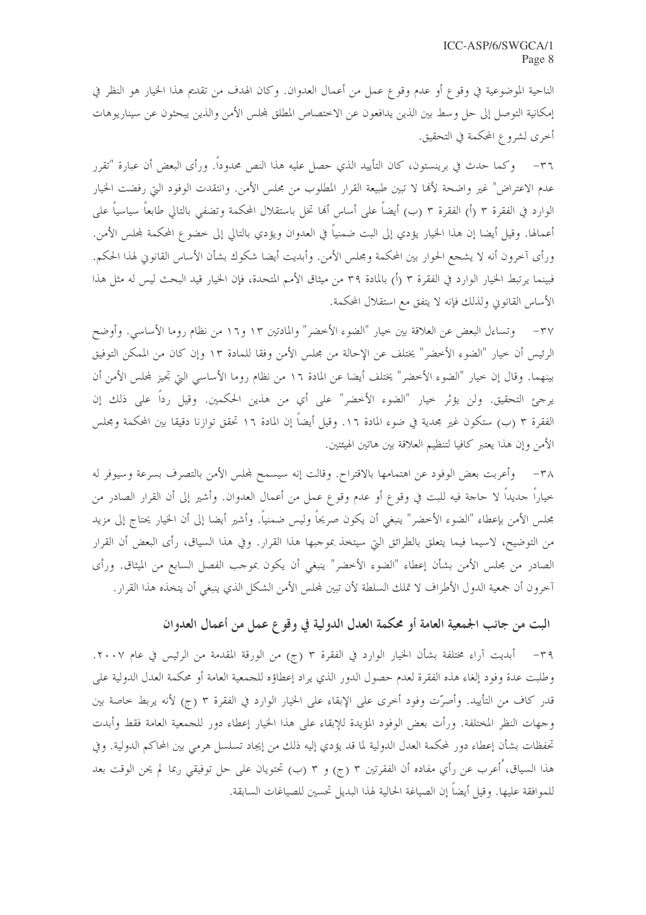الناحية الموضوعية في وقوع أو عدم وقوع عمل من أعمال العدوان. وكان الهدف من تقديم هذا الخيار هو النظر في إمكانية التوصل إلى حل وسط بين الذين يدافعون عن الاختصاص المطلق لمجلس الأمن والذين يبحثون عن سيناريوهات أخرى لشروع المحكمة في التحقيق.

٣٦- وكما حدث في برينستون، كان التأييد الذي حصل عليه هذا النص محدوداً. ورأى البعض أن عبارة "تقرر عدم الاعتراض" غير واضحة لأنها لا تبين طبيعة القرار المطلوب من مجلس الأمن. وانتقدت الوفود التي رفضت الخيار الوارد في الفقرة ٣ (أ) الفقرة ٣ (ب) أيضاً على أساس أنها تخل باستقلال المحكمة وتضفي بالتالي طابعاً سياسياً على أعمالها. وقيل أيضا إن هذا الخيار يؤدي إلى البت ضمنياً في العدوان ويؤدي بالتالي إلى خضوع المحكمة لمجلس الأمن. ورأى آخرون أنه لا يشجع الحوار بين المحكمة ومجلس الأمن. وأبديت أيضا شكوك بشأن الأساس القانوني لهذا الحكم. فبينما يرتبط الخيار الوارد في الفقرة ٣ (أ) بالمادة ٣٩ من ميثاق الأمم المتحدة، فإن الخيار قيد البحث ليس له مثل هذا الأساس القانوني ولذلك فإنه لا يتفق مع استقلال المحكمة.

٣٧- وتساءل البعض عن العلاقة بين خيار "الضوء الأخضر" والمادتين ١٣ و١٦ من نظام روما الأساسي. وأوضح الرئيس أن خيار "الضوء الأخضر" يختلف عن الإحالة من مجلس الأمن وفقا للمادة ١٣ وإن كان من الممكن التوفيق بينهما. وقال إن خيار "الضوء الأخضر" يختلف أيضا عن المادة ١٦ من نظام روما الأساسي التي تجيز لمجلس الأمن أن يرجئ التحقيق. ولن يؤثر خيار "الضوء الأخضر" على أي من هذين الحكمين. وقيل رداً على ذلك إن الفقرة ٣ (ب) ستكون غير مجدية في ضوء المادة ١٦. وقيل أيضاً إن المادة ١٦ تحقق توازنا دقيقا بين المحكمة ومجلس الأمن وإن هذا يعتبر كافيا لتنظيم العلاقة بين هاتين الهيئتين.

٣٨- وأعربت بعض الوفود عن اهتمامها بالاقتراح. وقالت إنه سيسمح لمجلس الأمن بالتصرف بسرعة وسيوفر له خياراً جديداً لا حاجة فيه للبت في وقوع أو عدم وقوع عمل من أعمال العدوان. وأشير إلى أن القرار الصادر من مجلس الأمن بإعطاء "الضوء الأخضر" ينبغي أن يكون صريحاً وليس ضمنياً. وأشير أيضا إلى أن الخيار يحتاج إلى مزيد من التوضيح، لاسيما فيما يتعلق بالطرائق التي سيتخذ بموجبها هذا القرار. وفي هذا السياق، رأى البعض أن القرار الصادر من مجلس الأمن بشأن إعطاء "الضوء الأخضر" ينبغي أن يكون بموجب الفصل السابع من الميثاق. ورأى آخرون أن جمعية الدول الأطراف لا تملك السلطة لأن تبين لمجلس الأمن الشكل الذي ينبغي أن يتخذه هذا القرار.

## البت من جانب الجمعية العامة أو محكمة العدل الدولية في وقوع عمل من أعمال العدوان

٣٩- أبديت آراء مختلفة بشأن الخيار الوارد في الفقرة ٣ (ج) من الورقة المقدمة من الرئيس في عام ٢٠٠٧. وطلبت عدة وفود إلغاء هذه الفقرة لعدم حصول الدور الذي يراد إعطاؤه للجمعية العامة أو محكمة العدل الدولية على قدر كاف من التأييد. وأصرّت وفود أخرى على الإبقاء على الخيار الوارد في الفقرة ٣ (ج) لأنه يربط خاصة بين وجهات النظر المختلفة. ورأت بعض الوفود المؤيدة للإبقاء على هذا الخيار إعطاء دور للجمعية العامة فقط وأبدت تحفظات بشأن إعطاء دور لمحكمة العدل الدولية لما قد يؤدي إليه ذلك من إيجاد تسلسل هرمي بين المحاكم الدولية. وفي هذا السياق، أُعرب عن رأي مفاده أن الفقرتين ٣ (ج) و ٣ (ب) تحتويان على حل توفيقي ربما لم يحن الوقت بعد للموافقة عليها. وقيل أيضاً إن الصياغة الحالية لهذا البديل تحسين للصياغات السابقة.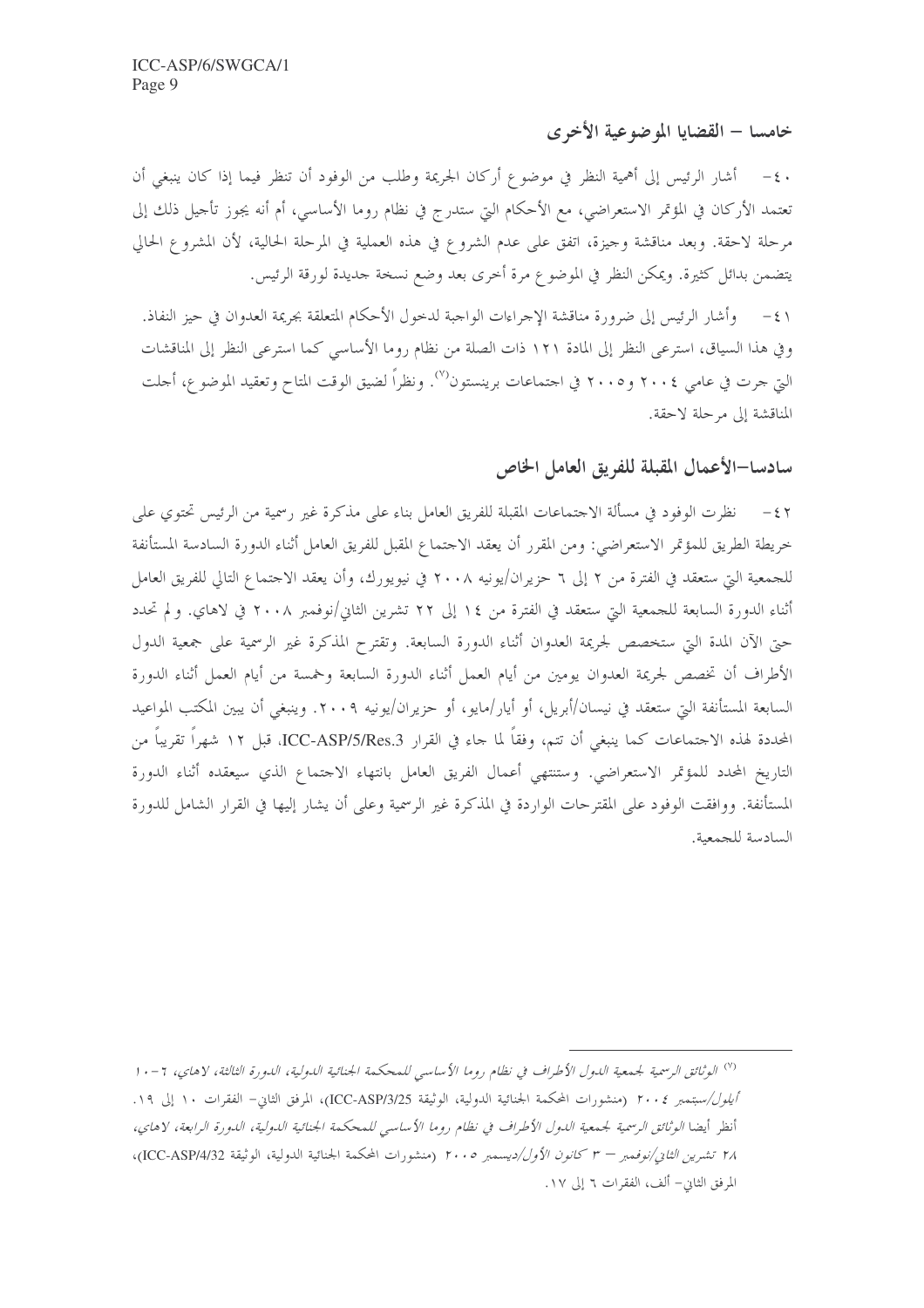## خامسا – القضايا الموضوعية الأخرى

٤٠- أشار الرئيس إلى أهمية النظر في موضوع أركان الجريمة وطلب من الوفود أن تنظر فيما إذا كان ينبغي أن تعتمد الأركان في المؤتمر الاستعراضي، مع الأحكام التي ستدرج في نظام روما الأساسي، أم أنه يجوز تأجيل ذلك إلى مرحلة لاحقة. وبعد مناقشة وجيزة، اتفق على عدم الشروع في هذه العملية في المرحلة الحالية، لأن المشروع الحالي يتضمن بدائل كثيرة. ويمكن النظر في الموضوع مرة أخرى بعد وضع نسخة جديدة لورقة الرئيس.

٤١- وأشار الرئيس إلى ضرورة مناقشة الإجراءات الواجبة لدخول الأحكام المتعلقة بجريمة العدوان في حيز النفاذ. وفي هذا السياق، استرعى النظر إلى المادة ١٢١ ذات الصلة من نظام روما الأساسي كما استرعى النظر إلى المناقشات التي جرت في عامي ٢٠٠٤ و٢٠٠٥ في اجتماعات برينستون[٧]. ونظراً لضيق الوقت المتاح وتعقيد الموضوع، أجلت المناقشة إلى مرحلة لاحقة.

## سادسا–الأعمال المقبلة للفريق العامل الخاص

٤٢- نظرت الوفود في مسألة الاجتماعات المقبلة للفريق العامل بناء على مذكرة غير رسمية من الرئيس تحتوي على خريطة الطريق للمؤتمر الاستعراضي: ومن المقرر أن يعقد الاجتماع المقبل للفريق العامل أثناء الدورة السادسة المستأنفة للجمعية التي ستعقد في الفترة من ٢ إلى ٦ حزيران/يونيه ٢٠٠٨ في نيويورك، وأن يعقد الاجتماع التالي للفريق العامل أثناء الدورة السابعة للجمعية التي ستعقد في الفترة من ١٤ إلى ٢٢ تشرين الثاني/نوفمبر ٢٠٠٨ في لاهاي. ولم تحدد حتى الآن المدة التي ستخصص لجريمة العدوان أثناء الدورة السابعة. وتقترح المذكرة غير الرسمية على جمعية الدول الأطراف أن تخصص لجريمة العدوان يومين من أيام العمل أثناء الدورة السابعة وخمسة من أيام العمل أثناء الدورة السابعة المستأنفة التي ستعقد في نيسان/أبريل، أو أيار/مايو، أو حزيران/يونيه ٢٠٠٩. وينبغي أن يبين المكتب المواعيد المحددة لهذه الاجتماعات كما ينبغي أن تتم، وفقاً لما جاء في القرار ICC-ASP/5/Res.3، قبل ١٢ شهراً تقريباً من التاريخ المحدد للمؤتمر الاستعراضي. وستنتهي أعمال الفريق العامل بانتهاء الاجتماع الذي سيعقده أثناء الدورة المستأنفة. ووافقت الوفود على المقترحات الواردة في المذكرة غير الرسمية وعلى أن يشار إليها في القرار الشامل للدورة السادسة للجمعية.

---

[٧] *الوثائق الرسمية لجمعية الدول الأطراف في نظام روما الأساسي للمحكمة الجنائية الدولية، الدورة الثالثة، لاهاي، ٦-١٠ أيلول/سبتمبر ٢٠٠٤* (منشورات المحكمة الجنائية الدولية، الوثيقة ICC-ASP/3/25)، المرفق الثاني- الفقرات ١٠ إلى ١٩. أنظر أيضا *الوثائق الرسمية لجمعية الدول الأطراف في نظام روما الأساسي للمحكمة الجنائية الدولية، الدورة الرابعة، لاهاي، ٢٨ تشرين الثاني/نوفمبر – ٣ كانون الأول/ديسمبر ٢٠٠٥* (منشورات المحكمة الجنائية الدولية، الوثيقة ICC-ASP/4/32)، المرفق الثاني- ألف، الفقرات ٦ إلى ١٧.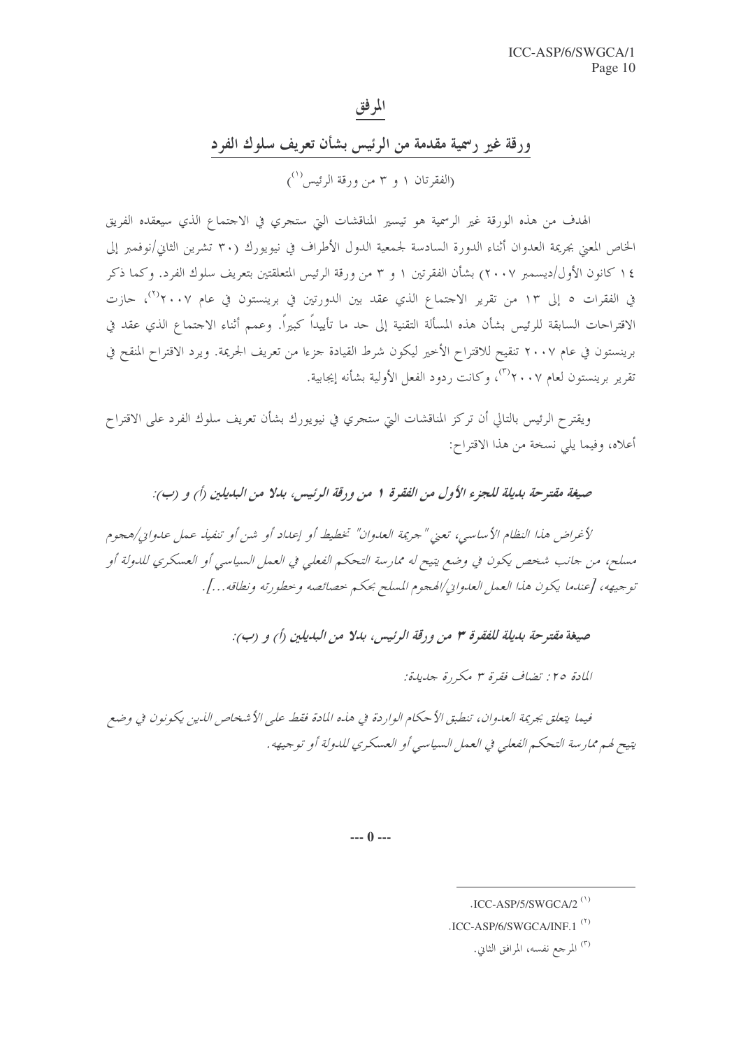# المرفق

## ورقة غير رسمية مقدمة من الرئيس بشأن تعريف سلوك الفرد

(الفقرتان ١ و ٣ من ورقة الرئيس[1])

الهدف من هذه الورقة غير الرسمية هو تيسير المناقشات التي ستجري في الاجتماع الذي سيعقده الفريق الخاص المعني بجريمة العدوان أثناء الدورة السادسة لجمعية الدول الأطراف في نيويورك (٣٠ تشرين الثاني/نوفمبر إلى ١٤ كانون الأول/ديسمبر ٢٠٠٧) بشأن الفقرتين ١ و ٣ من ورقة الرئيس المتعلقتين بتعريف سلوك الفرد. وكما ذكر في الفقرات ٥ إلى ١٣ من تقرير الاجتماع الذي عقد بين الدورتين في برينستون في عام ٢٠٠٧[2]، حازت الاقتراحات السابقة للرئيس بشأن هذه المسألة التقنية إلى حد ما تأييداً كبيراً. وعمم أثناء الاجتماع الذي عقد في برينستون في عام ٢٠٠٧ تنقيح للاقتراح الأخير ليكون شرط القيادة جزءا من تعريف الجريمة. ويرد الاقتراح المنقح في تقرير برينستون لعام ٢٠٠٧[3]، وكانت ردود الفعل الأولية بشأنه إيجابية.

ويقترح الرئيس بالتالي أن تركز المناقشات التي ستجري في نيويورك بشأن تعريف سلوك الفرد على الاقتراح أعلاه، وفيما يلي نسخة من هذا الاقتراح:

***صيغة مقترحة بديلة للجزء الأول من الفقرة ١ من ورقة الرئيس، بدلا من البديلين (أ) و (ب):***

*لأغراض هذا النظام الأساسي، تعني "جريمة العدوان" تخطيط أو إعداد أو شن أو تنفيذ عمل عدواني/هجوم مسلح، من جانب شخص يكون في وضع يتيح له ممارسة التحكم الفعلي في العمل السياسي أو العسكري للدولة أو توجيهه، [عندما يكون هذا العمل العدواني/الهجوم المسلح بحكم خصائصه وخطورته ونطاقه...].*

***صيغة مقترحة بديلة للفقرة ٣ من ورقة الرئيس، بدلا من البديلين (أ) و (ب):***

*المادة ٢٥: تضاف فقرة ٣ مكررة جديدة:*

*فيما يتعلق بجريمة العدوان، تنطبق الأحكام الواردة في هذه المادة فقط على الأشخاص الذين يكونون في وضع يتيح لهم ممارسة التحكم الفعلي في العمل السياسي أو العسكري للدولة أو توجيهه.*

--- 0 ---

---

[1] ICC-ASP/5/SWGCA/2.

[2] ICC-ASP/6/SWGCA/INF.1.

[3] المرجع نفسه، المرفق الثاني.